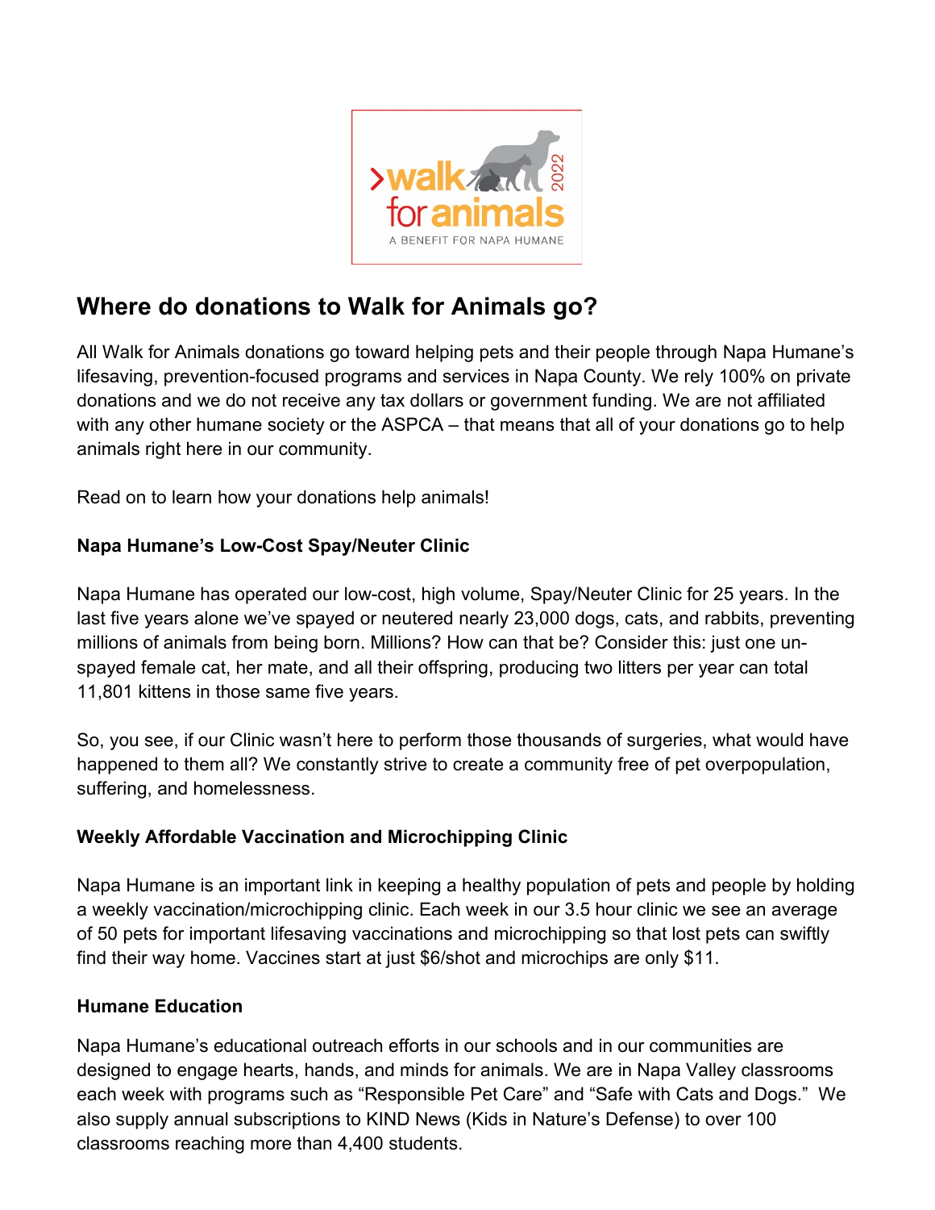# Where do donations to Walk for Animals go?

All Walk for Animals donations go toward helping pets and their people through Napa Humane's lifesaving, prevention-focused programs and services in Napa County. We rely 100% on private donations and we do not receive any tax dollars or government funding. We are not affiliated with any other humane society or the ASPCA – that means that all of your donations go to help animals right here in our community.

Read on to learn how your donations help animals!

### Napa Humane's Low-Cost Spay/Neuter Clinic

Napa Humane has operated our low-cost, high volume, Spay/Neuter Clinic for 25 years. In the last five years alone we've spayed or neutered nearly 23,000 dogs, cats, and rabbits, preventing millions of animals from being born. Millions? How can that be? Consider this: just one un-spayed female cat, her mate, and all their offspring, producing two litters per year can total 11,801 kittens in those same five years.

So, you see, if our Clinic wasn't here to perform those thousands of surgeries, what would have happened to them all? We constantly strive to create a community free of pet overpopulation, suffering, and homelessness.

### Weekly Affordable Vaccination and Microchipping Clinic

Napa Humane is an important link in keeping a healthy population of pets and people by holding a weekly vaccination/microchipping clinic. Each week in our 3.5 hour clinic we see an average of 50 pets for important lifesaving vaccinations and microchipping so that lost pets can swiftly find their way home. Vaccines start at just $6/shot and microchips are only $11.

### Humane Education

Napa Humane's educational outreach efforts in our schools and in our communities are designed to engage hearts, hands, and minds for animals. We are in Napa Valley classrooms each week with programs such as "Responsible Pet Care" and "Safe with Cats and Dogs." We also supply annual subscriptions to KIND News (Kids in Nature's Defense) to over 100 classrooms reaching more than 4,400 students.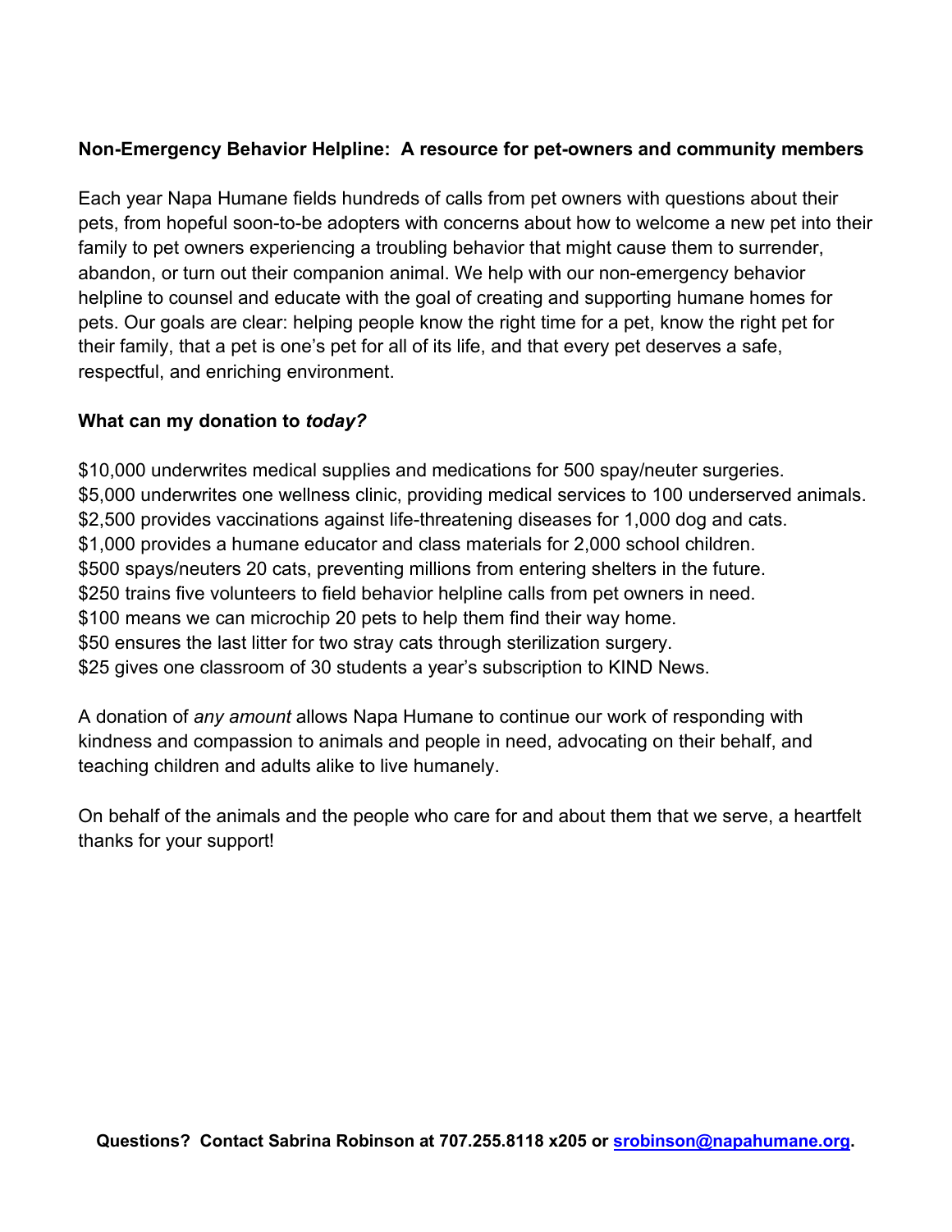**Non-Emergency Behavior Helpline: A resource for pet-owners and community members**

Each year Napa Humane fields hundreds of calls from pet owners with questions about their pets, from hopeful soon-to-be adopters with concerns about how to welcome a new pet into their family to pet owners experiencing a troubling behavior that might cause them to surrender, abandon, or turn out their companion animal. We help with our non-emergency behavior helpline to counsel and educate with the goal of creating and supporting humane homes for pets. Our goals are clear: helping people know the right time for a pet, know the right pet for their family, that a pet is one's pet for all of its life, and that every pet deserves a safe, respectful, and enriching environment.

**What can my donation to *today?***

$10,000 underwrites medical supplies and medications for 500 spay/neuter surgeries.
$5,000 underwrites one wellness clinic, providing medical services to 100 underserved animals.
$2,500 provides vaccinations against life-threatening diseases for 1,000 dog and cats.
$1,000 provides a humane educator and class materials for 2,000 school children.
$500 spays/neuters 20 cats, preventing millions from entering shelters in the future.
$250 trains five volunteers to field behavior helpline calls from pet owners in need.
$100 means we can microchip 20 pets to help them find their way home.
$50 ensures the last litter for two stray cats through sterilization surgery.
$25 gives one classroom of 30 students a year's subscription to KIND News.

A donation of *any amount* allows Napa Humane to continue our work of responding with kindness and compassion to animals and people in need, advocating on their behalf, and teaching children and adults alike to live humanely.

On behalf of the animals and the people who care for and about them that we serve, a heartfelt thanks for your support!

**Questions? Contact Sabrina Robinson at 707.255.8118 x205 or [srobinson@napahumane.org](mailto:srobinson@napahumane.org).**